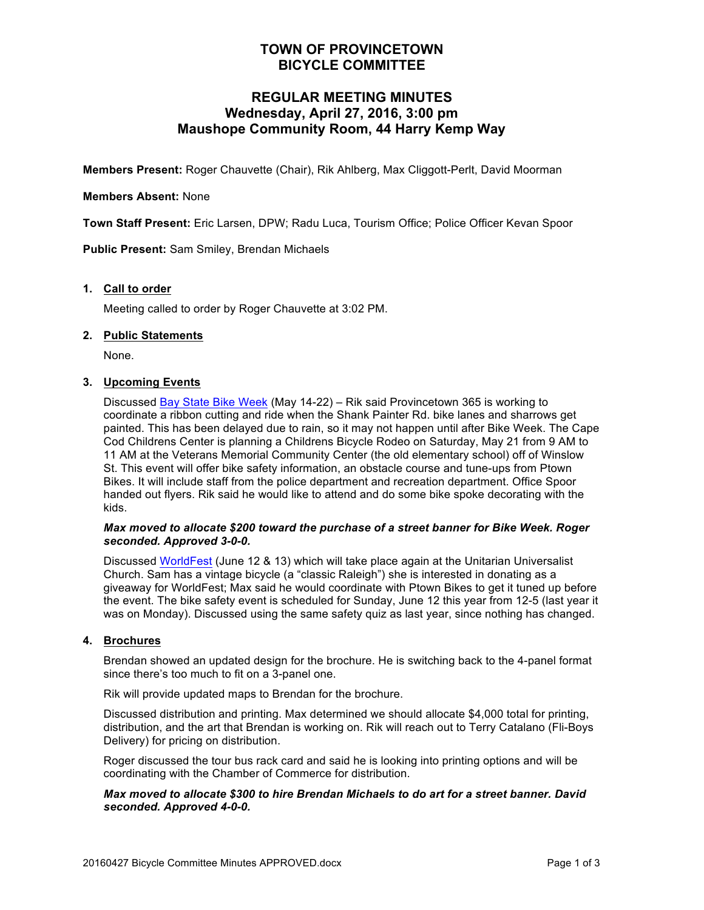# TOWN OF PROVINCETOWN
# BICYCLE COMMITTEE

## REGULAR MEETING MINUTES
## Wednesday, April 27, 2016, 3:00 pm
## Maushope Community Room, 44 Harry Kemp Way

**Members Present:** Roger Chauvette (Chair), Rik Ahlberg, Max Cliggott-Perlt, David Moorman

**Members Absent:** None

**Town Staff Present:** Eric Larsen, DPW; Radu Luca, Tourism Office; Police Officer Kevan Spoor

**Public Present:** Sam Smiley, Brendan Michaels

1. **Call to order**

   Meeting called to order by Roger Chauvette at 3:02 PM.

2. **Public Statements**

   None.

3. **Upcoming Events**

   Discussed Bay State Bike Week (May 14-22) – Rik said Provincetown 365 is working to coordinate a ribbon cutting and ride when the Shank Painter Rd. bike lanes and sharrows get painted. This has been delayed due to rain, so it may not happen until after Bike Week. The Cape Cod Childrens Center is planning a Childrens Bicycle Rodeo on Saturday, May 21 from 9 AM to 11 AM at the Veterans Memorial Community Center (the old elementary school) off of Winslow St. This event will offer bike safety information, an obstacle course and tune-ups from Ptown Bikes. It will include staff from the police department and recreation department. Office Spoor handed out flyers. Rik said he would like to attend and do some bike spoke decorating with the kids.

   ***Max moved to allocate $200 toward the purchase of a street banner for Bike Week. Roger seconded. Approved 3-0-0.***

   Discussed WorldFest (June 12 & 13) which will take place again at the Unitarian Universalist Church. Sam has a vintage bicycle (a "classic Raleigh") she is interested in donating as a giveaway for WorldFest; Max said he would coordinate with Ptown Bikes to get it tuned up before the event. The bike safety event is scheduled for Sunday, June 12 this year from 12-5 (last year it was on Monday). Discussed using the same safety quiz as last year, since nothing has changed.

4. **Brochures**

   Brendan showed an updated design for the brochure. He is switching back to the 4-panel format since there's too much to fit on a 3-panel one.

   Rik will provide updated maps to Brendan for the brochure.

   Discussed distribution and printing. Max determined we should allocate $4,000 total for printing, distribution, and the art that Brendan is working on. Rik will reach out to Terry Catalano (Fli-Boys Delivery) for pricing on distribution.

   Roger discussed the tour bus rack card and said he is looking into printing options and will be coordinating with the Chamber of Commerce for distribution.

   ***Max moved to allocate $300 to hire Brendan Michaels to do art for a street banner. David seconded. Approved 4-0-0.***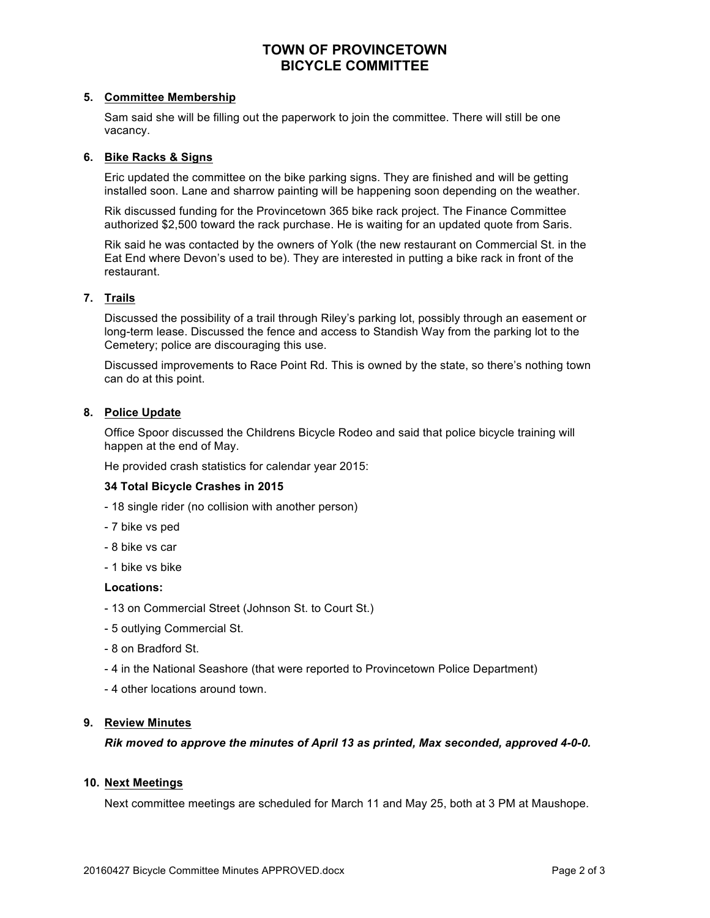# TOWN OF PROVINCETOWN
# BICYCLE COMMITTEE

5. **Committee Membership**

   Sam said she will be filling out the paperwork to join the committee. There will still be one vacancy.

6. **Bike Racks & Signs**

   Eric updated the committee on the bike parking signs. They are finished and will be getting installed soon. Lane and sharrow painting will be happening soon depending on the weather.

   Rik discussed funding for the Provincetown 365 bike rack project. The Finance Committee authorized $2,500 toward the rack purchase. He is waiting for an updated quote from Saris.

   Rik said he was contacted by the owners of Yolk (the new restaurant on Commercial St. in the Eat End where Devon's used to be). They are interested in putting a bike rack in front of the restaurant.

7. **Trails**

   Discussed the possibility of a trail through Riley's parking lot, possibly through an easement or long-term lease. Discussed the fence and access to Standish Way from the parking lot to the Cemetery; police are discouraging this use.

   Discussed improvements to Race Point Rd. This is owned by the state, so there's nothing town can do at this point.

8. **Police Update**

   Office Spoor discussed the Childrens Bicycle Rodeo and said that police bicycle training will happen at the end of May.

   He provided crash statistics for calendar year 2015:

   **34 Total Bicycle Crashes in 2015**

   - 18 single rider (no collision with another person)
   - 7 bike vs ped
   - 8 bike vs car
   - 1 bike vs bike

   **Locations:**

   - 13 on Commercial Street (Johnson St. to Court St.)
   - 5 outlying Commercial St.
   - 8 on Bradford St.
   - 4 in the National Seashore (that were reported to Provincetown Police Department)
   - 4 other locations around town.

9. **Review Minutes**

   ***Rik moved to approve the minutes of April 13 as printed, Max seconded, approved 4-0-0.***

10. **Next Meetings**

    Next committee meetings are scheduled for March 11 and May 25, both at 3 PM at Maushope.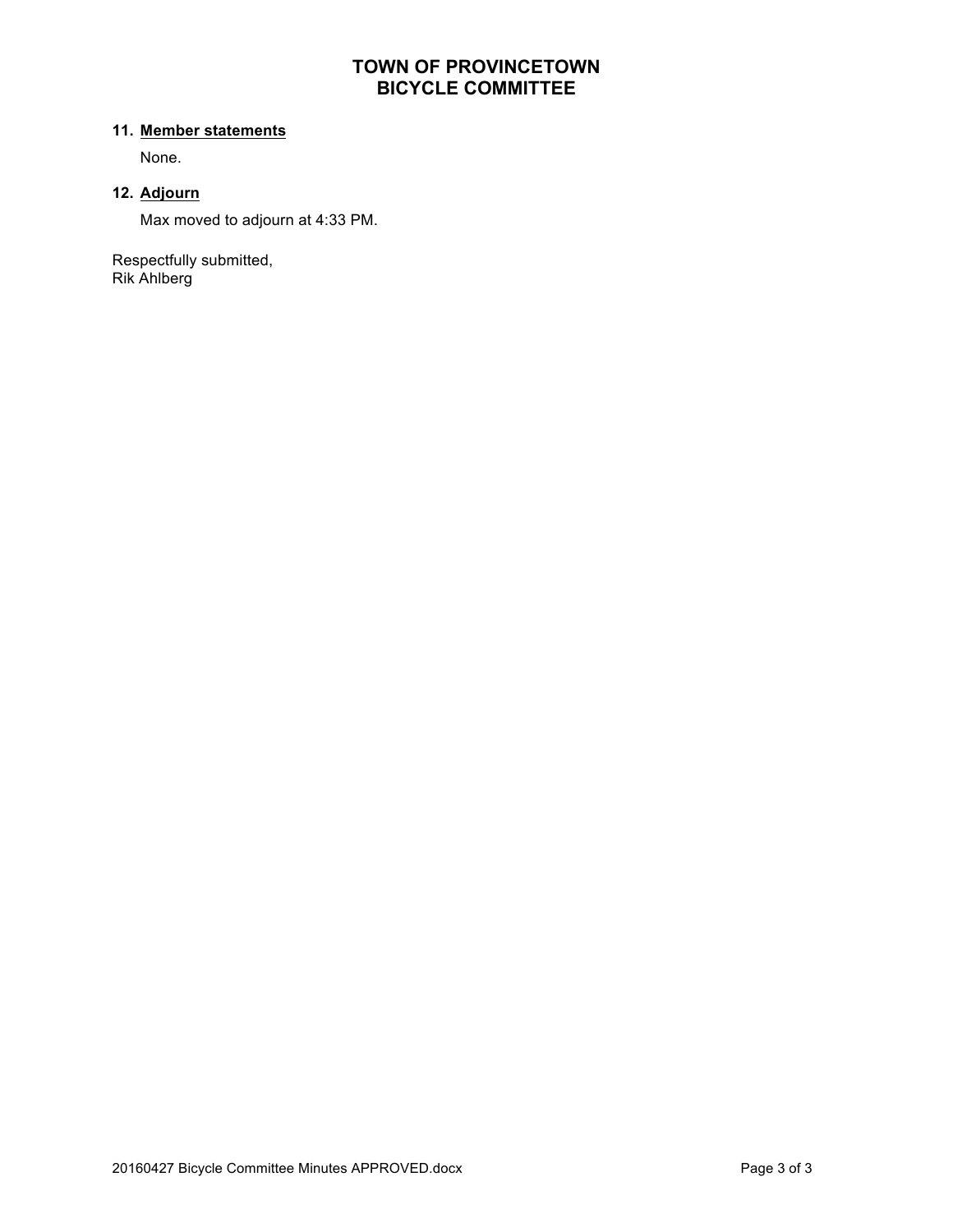# TOWN OF PROVINCETOWN
# BICYCLE COMMITTEE

**11. Member statements**

None.

**12. Adjourn**

Max moved to adjourn at 4:33 PM.

Respectfully submitted,
Rik Ahlberg